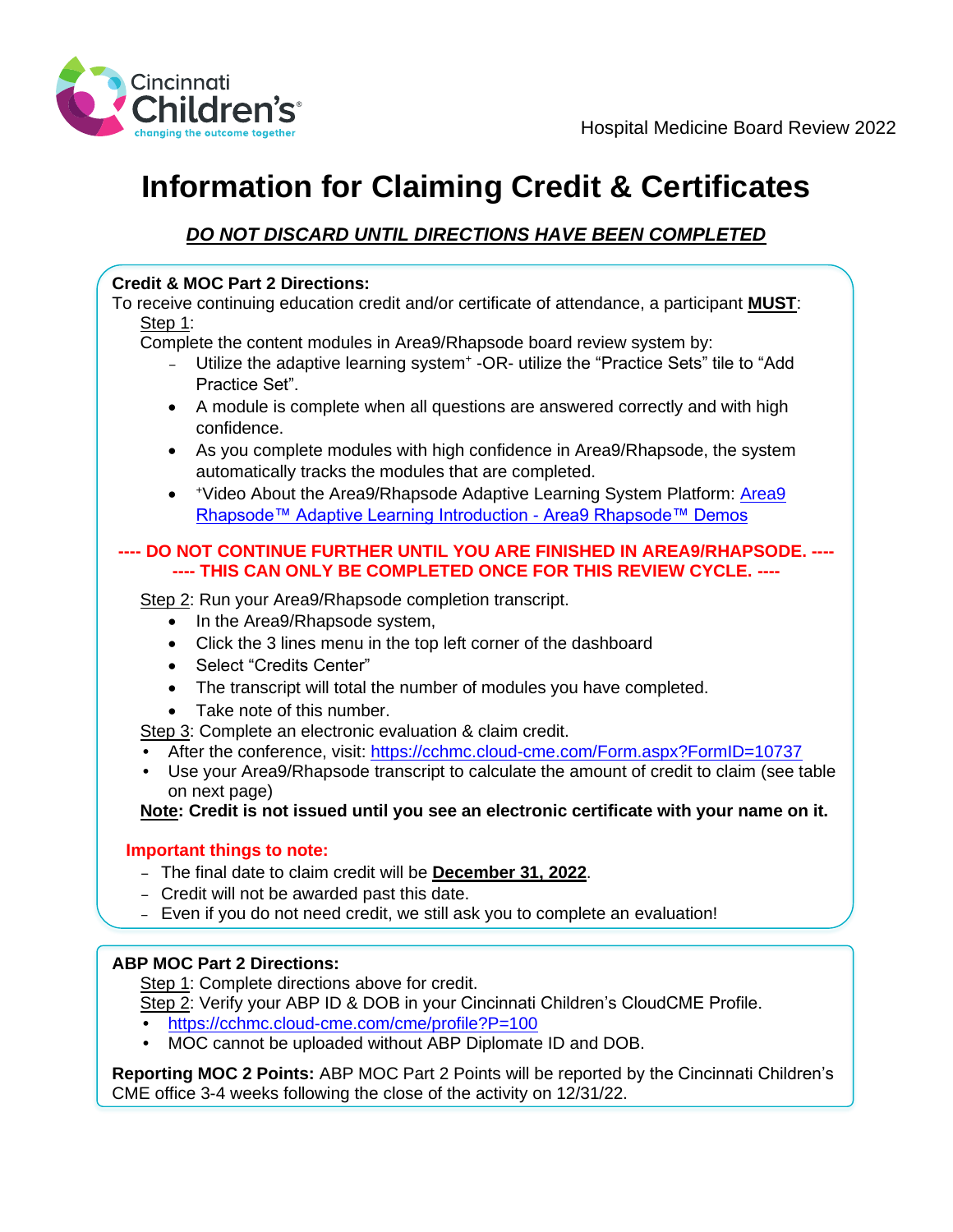Hospital Medicine Board Review 2022

# Information for Claiming Credit & Certificates

***DO NOT DISCARD UNTIL DIRECTIONS HAVE BEEN COMPLETED***

**Credit & MOC Part 2 Directions:**

To receive continuing education credit and/or certificate of attendance, a participant **MUST**:

Step 1:

Complete the content modules in Area9/Rhapsode board review system by:

- Utilize the adaptive learning system+ -OR- utilize the "Practice Sets" tile to "Add Practice Set".
- A module is complete when all questions are answered correctly and with high confidence.
- As you complete modules with high confidence in Area9/Rhapsode, the system automatically tracks the modules that are completed.
- +Video About the Area9/Rhapsode Adaptive Learning System Platform: Area9 Rhapsode™ Adaptive Learning Introduction - Area9 Rhapsode™ Demos

**---- DO NOT CONTINUE FURTHER UNTIL YOU ARE FINISHED IN AREA9/RHAPSODE. ----**
**---- THIS CAN ONLY BE COMPLETED ONCE FOR THIS REVIEW CYCLE. ----**

Step 2: Run your Area9/Rhapsode completion transcript.

- In the Area9/Rhapsode system,
- Click the 3 lines menu in the top left corner of the dashboard
- Select "Credits Center"
- The transcript will total the number of modules you have completed.
- Take note of this number.

Step 3: Complete an electronic evaluation & claim credit.

- After the conference, visit: https://cchmc.cloud-cme.com/Form.aspx?FormID=10737
- Use your Area9/Rhapsode transcript to calculate the amount of credit to claim (see table on next page)

**Note: Credit is not issued until you see an electronic certificate with your name on it.**

**Important things to note:**

- The final date to claim credit will be **December 31, 2022**.
- Credit will not be awarded past this date.
- Even if you do not need credit, we still ask you to complete an evaluation!

**ABP MOC Part 2 Directions:**

Step 1: Complete directions above for credit.

Step 2: Verify your ABP ID & DOB in your Cincinnati Children's CloudCME Profile.

- https://cchmc.cloud-cme.com/cme/profile?P=100
- MOC cannot be uploaded without ABP Diplomate ID and DOB.

**Reporting MOC 2 Points:** ABP MOC Part 2 Points will be reported by the Cincinnati Children's CME office 3-4 weeks following the close of the activity on 12/31/22.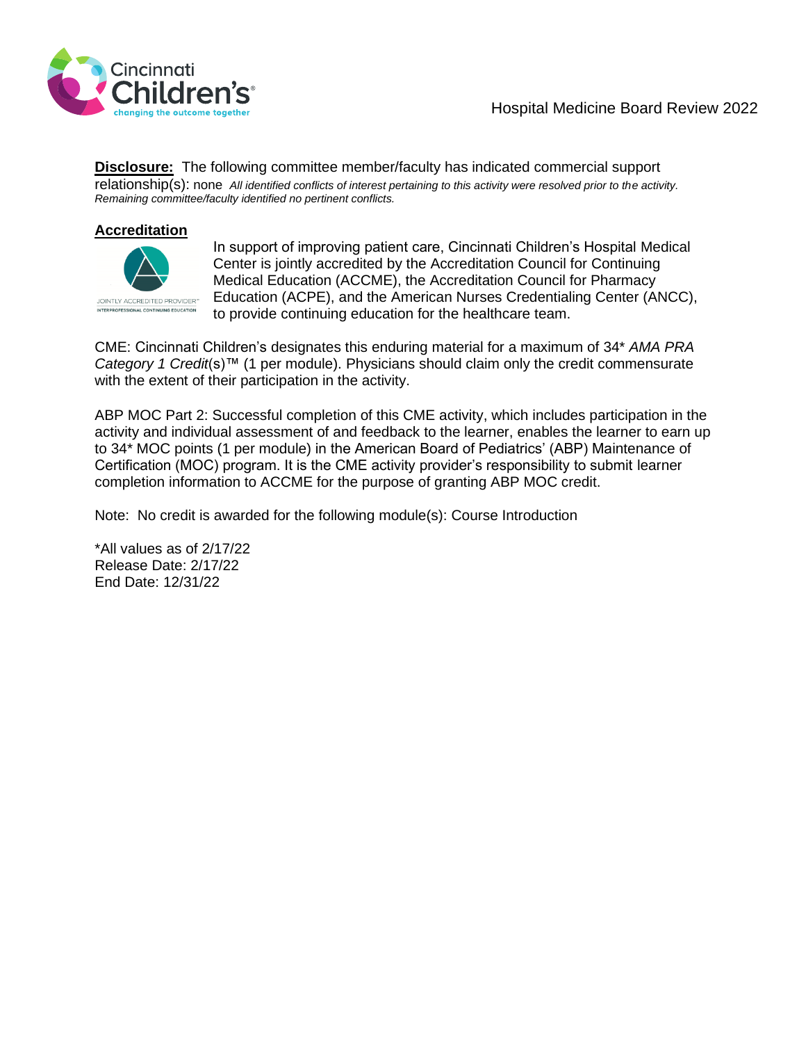Hospital Medicine Board Review 2022

**Disclosure:** The following committee member/faculty has indicated commercial support relationship(s): none *All identified conflicts of interest pertaining to this activity were resolved prior to the activity. Remaining committee/faculty identified no pertinent conflicts.*

**Accreditation**

In support of improving patient care, Cincinnati Children's Hospital Medical Center is jointly accredited by the Accreditation Council for Continuing Medical Education (ACCME), the Accreditation Council for Pharmacy Education (ACPE), and the American Nurses Credentialing Center (ANCC), to provide continuing education for the healthcare team.

CME: Cincinnati Children's designates this enduring material for a maximum of 34* *AMA PRA Category 1 Credit*(s)™ (1 per module). Physicians should claim only the credit commensurate with the extent of their participation in the activity.

ABP MOC Part 2: Successful completion of this CME activity, which includes participation in the activity and individual assessment of and feedback to the learner, enables the learner to earn up to 34* MOC points (1 per module) in the American Board of Pediatrics' (ABP) Maintenance of Certification (MOC) program. It is the CME activity provider's responsibility to submit learner completion information to ACCME for the purpose of granting ABP MOC credit.

Note: No credit is awarded for the following module(s): Course Introduction

*All values as of 2/17/22
Release Date: 2/17/22
End Date: 12/31/22